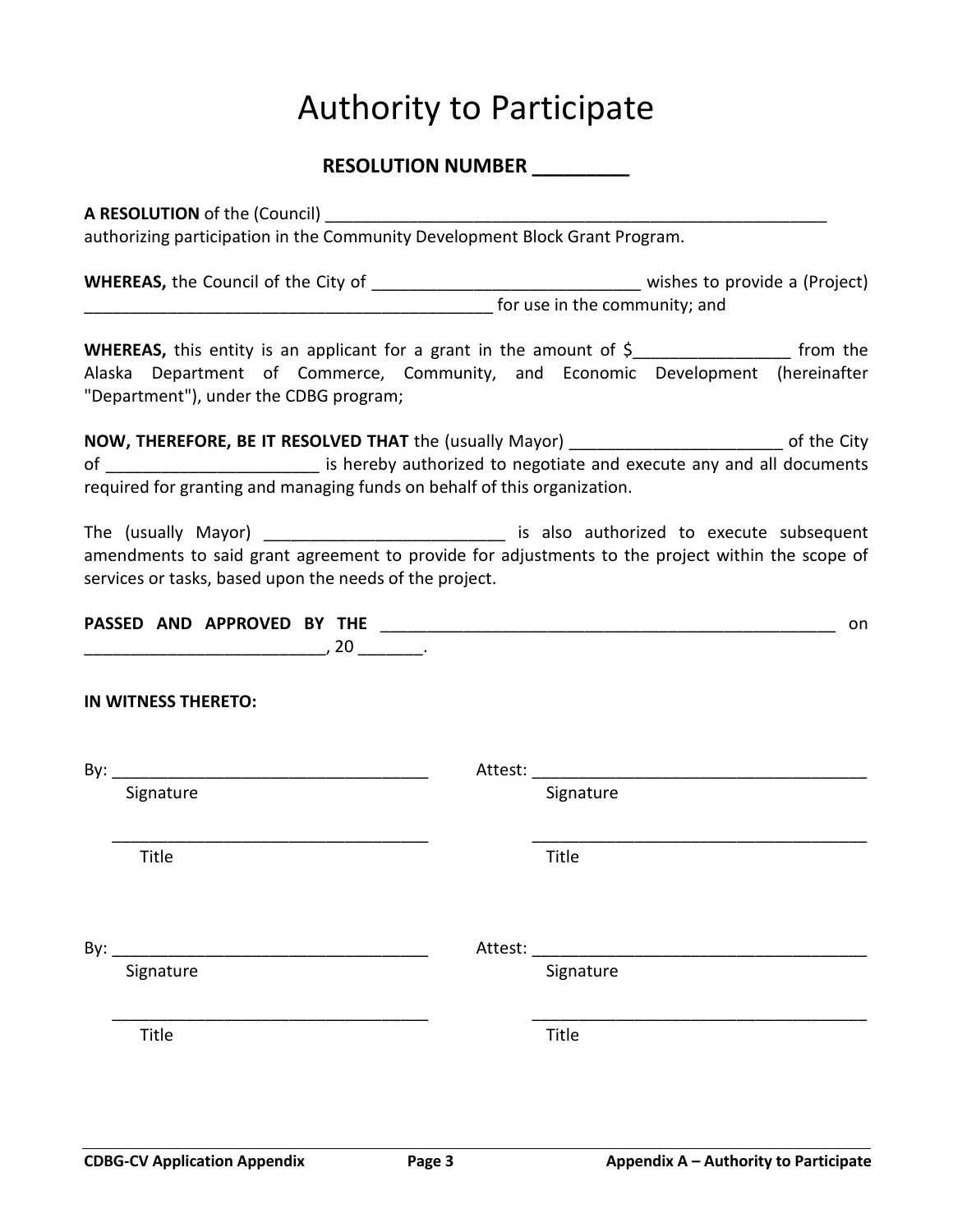# Authority to Participate

## RESOLUTION NUMBER _________

**A RESOLUTION** of the (Council) ____________________________________________________________ authorizing participation in the Community Development Block Grant Program.

**WHEREAS,** the Council of the City of _____________________________ wishes to provide a (Project) _____________________________________________ for use in the community; and

**WHEREAS,** this entity is an applicant for a grant in the amount of $_________________ from the Alaska Department of Commerce, Community, and Economic Development (hereinafter "Department"), under the CDBG program;

**NOW, THEREFORE, BE IT RESOLVED THAT** the (usually Mayor) _______________________ of the City of _______________________ is hereby authorized to negotiate and execute any and all documents required for granting and managing funds on behalf of this organization.

The (usually Mayor) __________________________ is also authorized to execute subsequent amendments to said grant agreement to provide for adjustments to the project within the scope of services or tasks, based upon the needs of the project.

**PASSED AND APPROVED BY THE** ___________________________________________________ on __________________________, 20 _______.

**IN WITNESS THERETO:**

By: ___________________________________
Signature

___________________________________
Title

Attest: ___________________________________
Signature

___________________________________
Title

By: ___________________________________
Signature

___________________________________
Title

Attest: ___________________________________
Signature

___________________________________
Title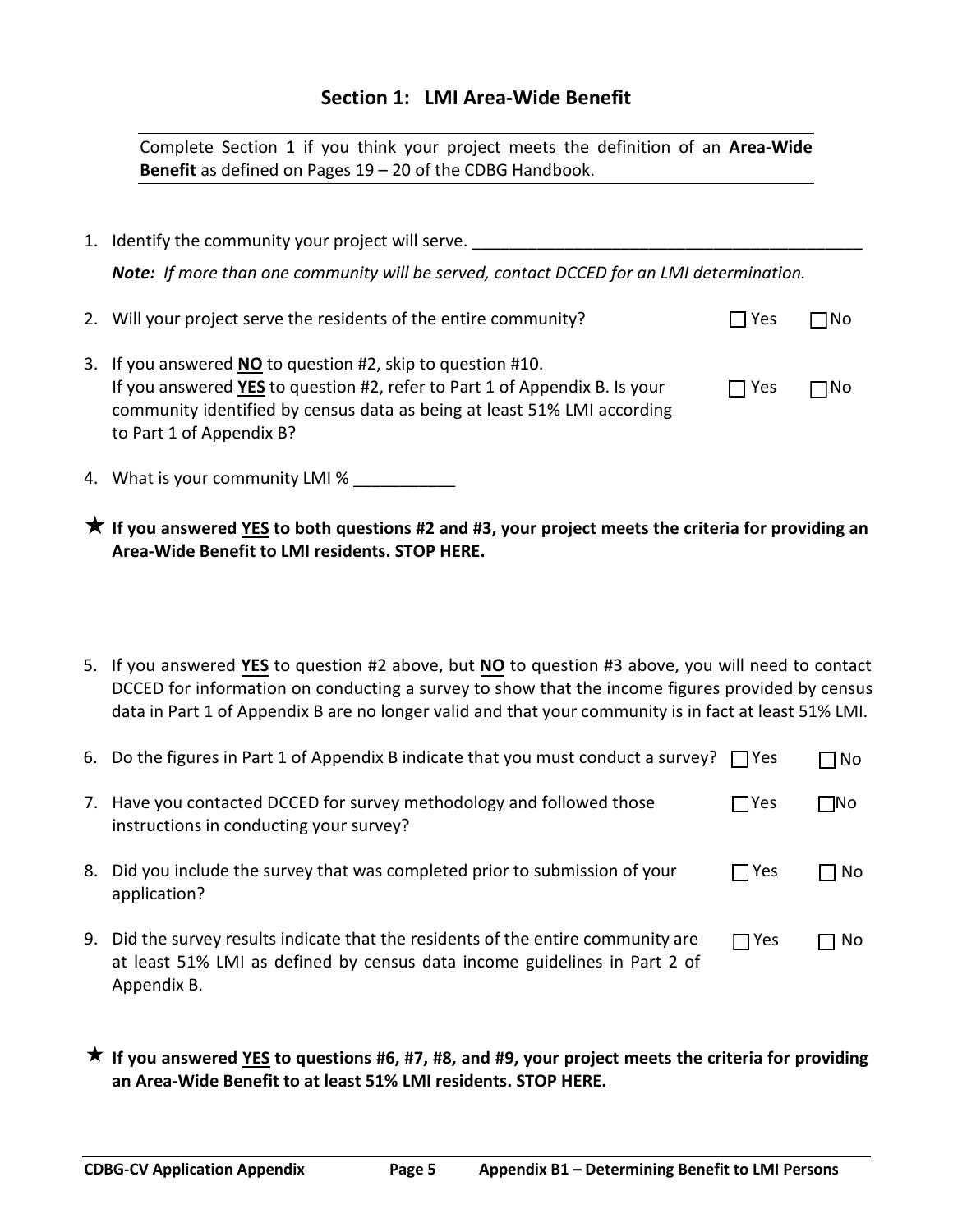## Section 1: LMI Area-Wide Benefit

Complete Section 1 if you think your project meets the definition of an **Area-Wide Benefit** as defined on Pages 19 – 20 of the CDBG Handbook.

1. Identify the community your project will serve. ___________________________________________

   ***Note:*** *If more than one community will be served, contact DCCED for an LMI determination.*

2. Will your project serve the residents of the entire community? ☐ Yes ☐ No

3. If you answered **NO** to question #2, skip to question #10.
   If you answered **YES** to question #2, refer to Part 1 of Appendix B. Is your community identified by census data as being at least 51% LMI according to Part 1 of Appendix B? ☐ Yes ☐ No

4. What is your community LMI % ___________

★ **If you answered YES to both questions #2 and #3, your project meets the criteria for providing an Area-Wide Benefit to LMI residents. STOP HERE.**

5. If you answered **YES** to question #2 above, but **NO** to question #3 above, you will need to contact DCCED for information on conducting a survey to show that the income figures provided by census data in Part 1 of Appendix B are no longer valid and that your community is in fact at least 51% LMI.

6. Do the figures in Part 1 of Appendix B indicate that you must conduct a survey? ☐ Yes ☐ No

7. Have you contacted DCCED for survey methodology and followed those instructions in conducting your survey? ☐ Yes ☐ No

8. Did you include the survey that was completed prior to submission of your application? ☐ Yes ☐ No

9. Did the survey results indicate that the residents of the entire community are at least 51% LMI as defined by census data income guidelines in Part 2 of Appendix B. ☐ Yes ☐ No

★ **If you answered YES to questions #6, #7, #8, and #9, your project meets the criteria for providing an Area-Wide Benefit to at least 51% LMI residents. STOP HERE.**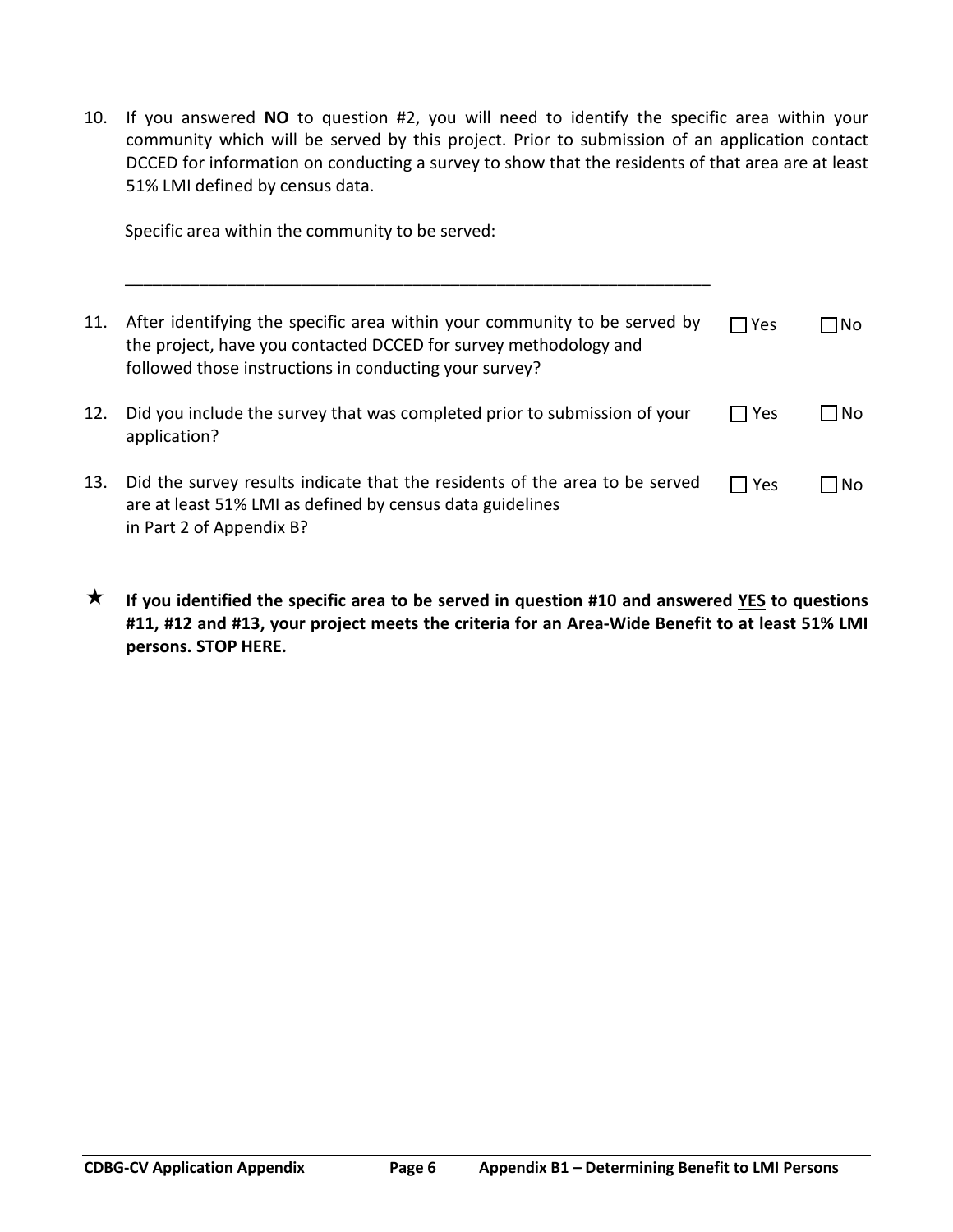10. If you answered **NO** to question #2, you will need to identify the specific area within your community which will be served by this project. Prior to submission of an application contact DCCED for information on conducting a survey to show that the residents of that area are at least 51% LMI defined by census data.

    Specific area within the community to be served:

    ________________________________________________________________

11. After identifying the specific area within your community to be served by the project, have you contacted DCCED for survey methodology and followed those instructions in conducting your survey? ☐ Yes ☐ No

12. Did you include the survey that was completed prior to submission of your application? ☐ Yes ☐ No

13. Did the survey results indicate that the residents of the area to be served are at least 51% LMI as defined by census data guidelines in Part 2 of Appendix B? ☐ Yes ☐ No

★ **If you identified the specific area to be served in question #10 and answered YES to questions #11, #12 and #13, your project meets the criteria for an Area-Wide Benefit to at least 51% LMI persons. STOP HERE.**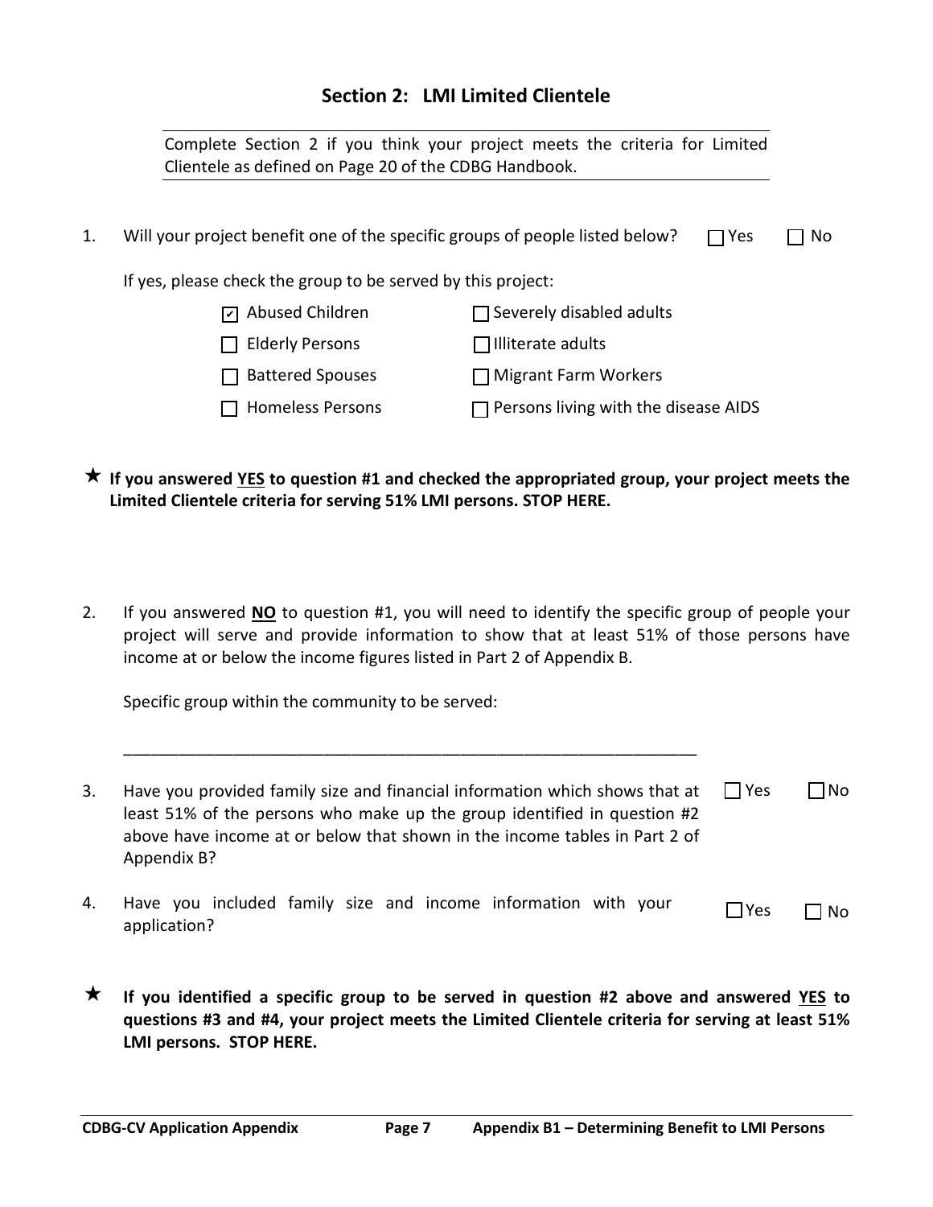## Section 2: LMI Limited Clientele

Complete Section 2 if you think your project meets the criteria for Limited Clientele as defined on Page 20 of the CDBG Handbook.

1. Will your project benefit one of the specific groups of people listed below? ☐ Yes ☐ No

   If yes, please check the group to be served by this project:

   - ☑ Abused Children
   - ☐ Elderly Persons
   - ☐ Battered Spouses
   - ☐ Homeless Persons
   - ☐ Severely disabled adults
   - ☐ Illiterate adults
   - ☐ Migrant Farm Workers
   - ☐ Persons living with the disease AIDS

★ **If you answered YES to question #1 and checked the appropriated group, your project meets the Limited Clientele criteria for serving 51% LMI persons. STOP HERE.**

2. If you answered **NO** to question #1, you will need to identify the specific group of people your project will serve and provide information to show that at least 51% of those persons have income at or below the income figures listed in Part 2 of Appendix B.

   Specific group within the community to be served:

   ______________________________________________________________

3. Have you provided family size and financial information which shows that at least 51% of the persons who make up the group identified in question #2 above have income at or below that shown in the income tables in Part 2 of Appendix B? ☐ Yes ☐ No

4. Have you included family size and income information with your application? ☐ Yes ☐ No

★ **If you identified a specific group to be served in question #2 above and answered YES to questions #3 and #4, your project meets the Limited Clientele criteria for serving at least 51% LMI persons. STOP HERE.**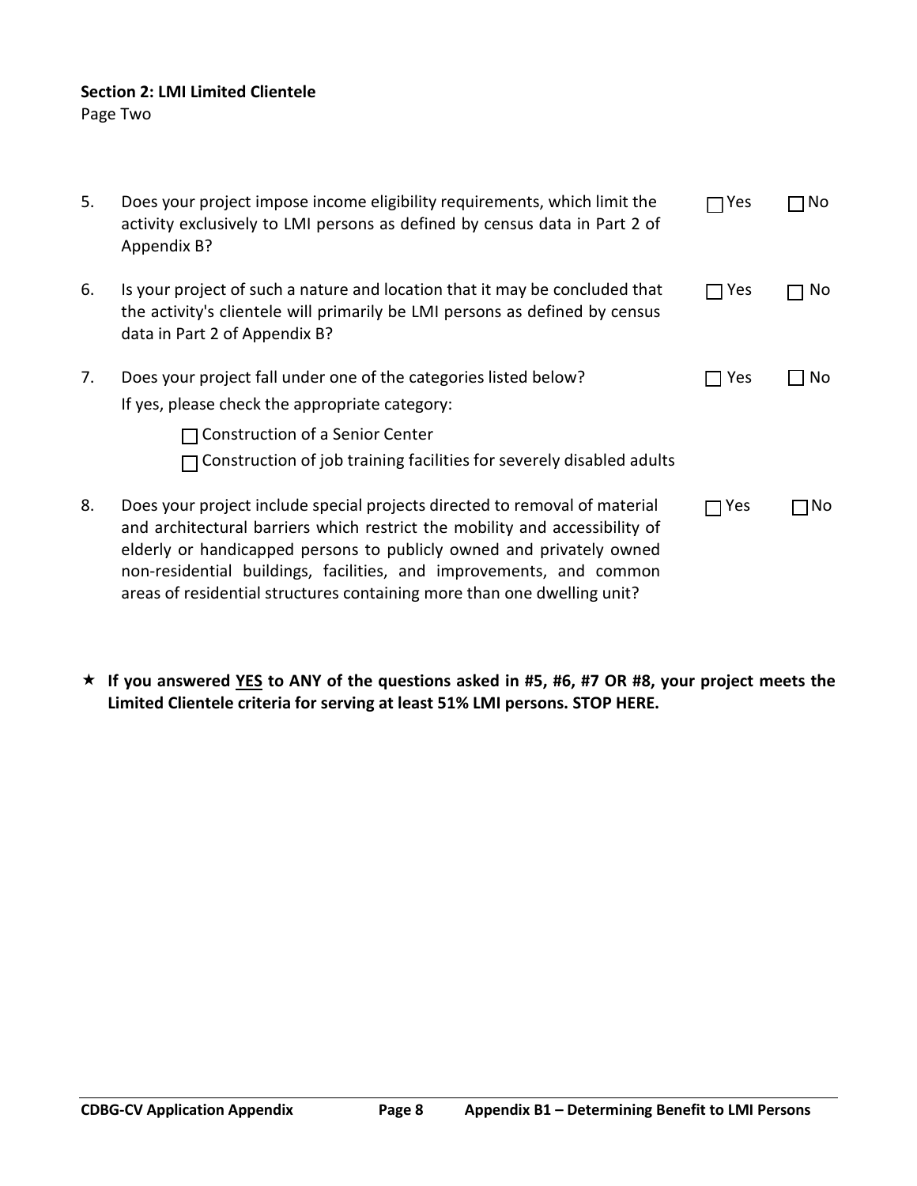**Section 2: LMI Limited Clientele**
Page Two

5. Does your project impose income eligibility requirements, which limit the activity exclusively to LMI persons as defined by census data in Part 2 of Appendix B? ☐ Yes ☐ No

6. Is your project of such a nature and location that it may be concluded that the activity's clientele will primarily be LMI persons as defined by census data in Part 2 of Appendix B? ☐ Yes ☐ No

7. Does your project fall under one of the categories listed below? ☐ Yes ☐ No

   If yes, please check the appropriate category:

   ☐ Construction of a Senior Center

   ☐ Construction of job training facilities for severely disabled adults

8. Does your project include special projects directed to removal of material and architectural barriers which restrict the mobility and accessibility of elderly or handicapped persons to publicly owned and privately owned non-residential buildings, facilities, and improvements, and common areas of residential structures containing more than one dwelling unit? ☐ Yes ☐ No

★ **If you answered <u>YES</u> to ANY of the questions asked in #5, #6, #7 OR #8, your project meets the Limited Clientele criteria for serving at least 51% LMI persons. STOP HERE.**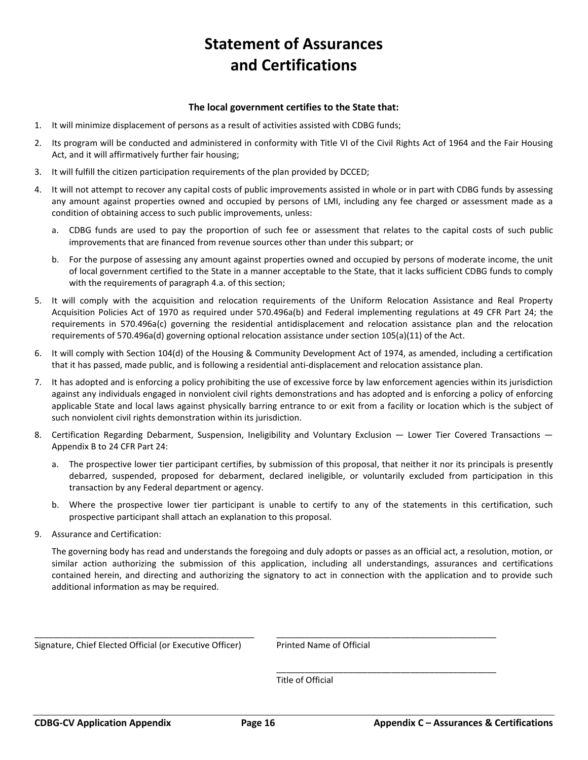# Statement of Assurances and Certifications

**The local government certifies to the State that:**

1. It will minimize displacement of persons as a result of activities assisted with CDBG funds;
2. Its program will be conducted and administered in conformity with Title VI of the Civil Rights Act of 1964 and the Fair Housing Act, and it will affirmatively further fair housing;
3. It will fulfill the citizen participation requirements of the plan provided by DCCED;
4. It will not attempt to recover any capital costs of public improvements assisted in whole or in part with CDBG funds by assessing any amount against properties owned and occupied by persons of LMI, including any fee charged or assessment made as a condition of obtaining access to such public improvements, unless:
   a. CDBG funds are used to pay the proportion of such fee or assessment that relates to the capital costs of such public improvements that are financed from revenue sources other than under this subpart; or
   b. For the purpose of assessing any amount against properties owned and occupied by persons of moderate income, the unit of local government certified to the State in a manner acceptable to the State, that it lacks sufficient CDBG funds to comply with the requirements of paragraph 4.a. of this section;
5. It will comply with the acquisition and relocation requirements of the Uniform Relocation Assistance and Real Property Acquisition Policies Act of 1970 as required under 570.496a(b) and Federal implementing regulations at 49 CFR Part 24; the requirements in 570.496a(c) governing the residential antidisplacement and relocation assistance plan and the relocation requirements of 570.496a(d) governing optional relocation assistance under section 105(a)(11) of the Act.
6. It will comply with Section 104(d) of the Housing & Community Development Act of 1974, as amended, including a certification that it has passed, made public, and is following a residential anti-displacement and relocation assistance plan.
7. It has adopted and is enforcing a policy prohibiting the use of excessive force by law enforcement agencies within its jurisdiction against any individuals engaged in nonviolent civil rights demonstrations and has adopted and is enforcing a policy of enforcing applicable State and local laws against physically barring entrance to or exit from a facility or location which is the subject of such nonviolent civil rights demonstration within its jurisdiction.
8. Certification Regarding Debarment, Suspension, Ineligibility and Voluntary Exclusion — Lower Tier Covered Transactions — Appendix B to 24 CFR Part 24:
   a. The prospective lower tier participant certifies, by submission of this proposal, that neither it nor its principals is presently debarred, suspended, proposed for debarment, declared ineligible, or voluntarily excluded from participation in this transaction by any Federal department or agency.
   b. Where the prospective lower tier participant is unable to certify to any of the statements in this certification, such prospective participant shall attach an explanation to this proposal.
9. Assurance and Certification:

   The governing body has read and understands the foregoing and duly adopts or passes as an official act, a resolution, motion, or similar action authorizing the submission of this application, including all understandings, assurances and certifications contained herein, and directing and authorizing the signatory to act in connection with the application and to provide such additional information as may be required.

\_\_\_\_\_\_\_\_\_\_\_\_\_\_\_\_\_\_\_\_\_\_\_\_\_\_\_\_\_\_\_\_\_\_\_\_\_\_\_\_
Signature, Chief Elected Official (or Executive Officer)

\_\_\_\_\_\_\_\_\_\_\_\_\_\_\_\_\_\_\_\_\_\_\_\_\_\_\_\_\_\_\_\_\_\_\_\_\_\_\_\_
Printed Name of Official

\_\_\_\_\_\_\_\_\_\_\_\_\_\_\_\_\_\_\_\_\_\_\_\_\_\_\_\_\_\_\_\_\_\_\_\_\_\_\_\_
Title of Official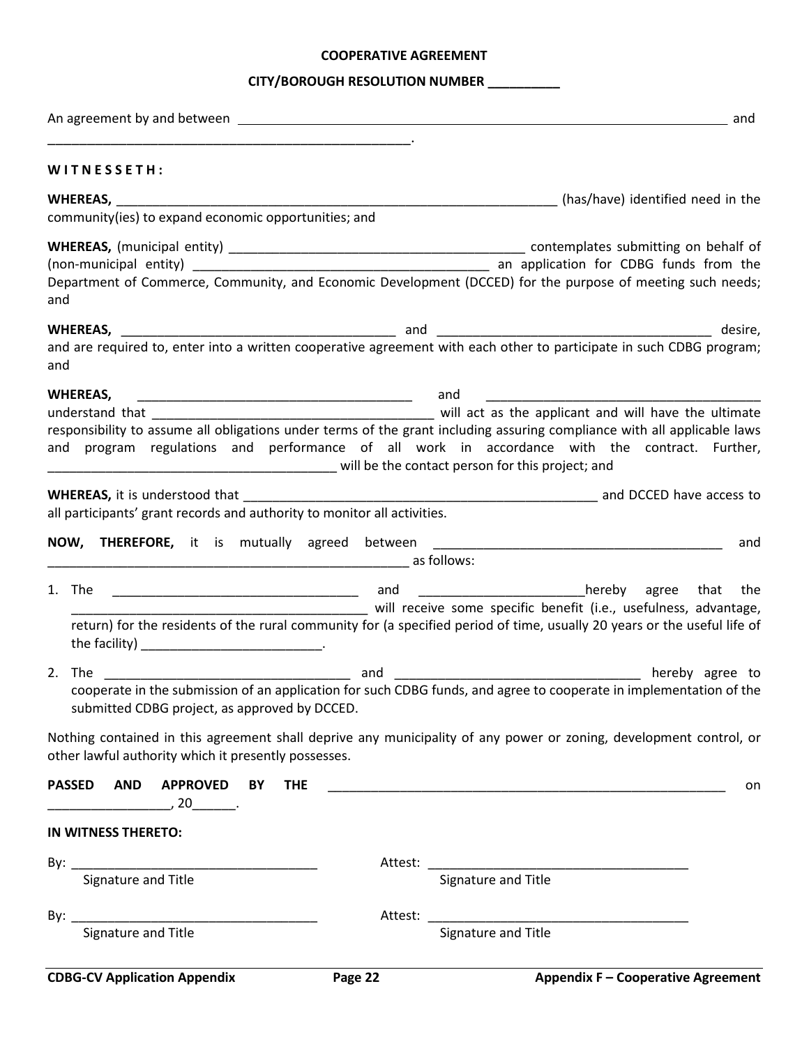**COOPERATIVE AGREEMENT**

**CITY/BOROUGH RESOLUTION NUMBER __________**

An agreement by and between ________________________________________________________________________ and ____________________________________________________.

**W I T N E S S E T H :**

**WHEREAS,** _________________________________________________________________ (has/have) identified need in the community(ies) to expand economic opportunities; and

**WHEREAS,** (municipal entity) ___________________________________________ contemplates submitting on behalf of (non-municipal entity) __________________________________________ an application for CDBG funds from the Department of Commerce, Community, and Economic Development (DCCED) for the purpose of meeting such needs; and

**WHEREAS,** ________________________________________ and ______________________________________ desire, and are required to, enter into a written cooperative agreement with each other to participate in such CDBG program; and

**WHEREAS,** ________________________________________ and ________________________________________ understand that __________________________________________ will act as the applicant and will have the ultimate responsibility to assume all obligations under terms of the grant including assuring compliance with all applicable laws and program regulations and performance of all work in accordance with the contract. Further, __________________________________________ will be the contact person for this project; and

**WHEREAS,** it is understood that ____________________________________________________ and DCCED have access to all participants' grant records and authority to monitor all activities.

**NOW, THEREFORE,** it is mutually agreed between __________________________________________ and ______________________________________________________ as follows:

1. The ___________________________________ and _______________________hereby agree that the __________________________________________ will receive some specific benefit (i.e., usefulness, advantage, return) for the residents of the rural community for (a specified period of time, usually 20 years or the useful life of the facility) _________________________.

2. The ___________________________________ and ___________________________________ hereby agree to cooperate in the submission of an application for such CDBG funds, and agree to cooperate in implementation of the submitted CDBG project, as approved by DCCED.

Nothing contained in this agreement shall deprive any municipality of any power or zoning, development control, or other lawful authority which it presently possesses.

**PASSED AND APPROVED BY THE** __________________________________________________________ on _________________, 20______.

**IN WITNESS THERETO:**

By: __________________________________ Attest: ____________________________________
Signature and Title Signature and Title

By: __________________________________ Attest: ____________________________________
Signature and Title Signature and Title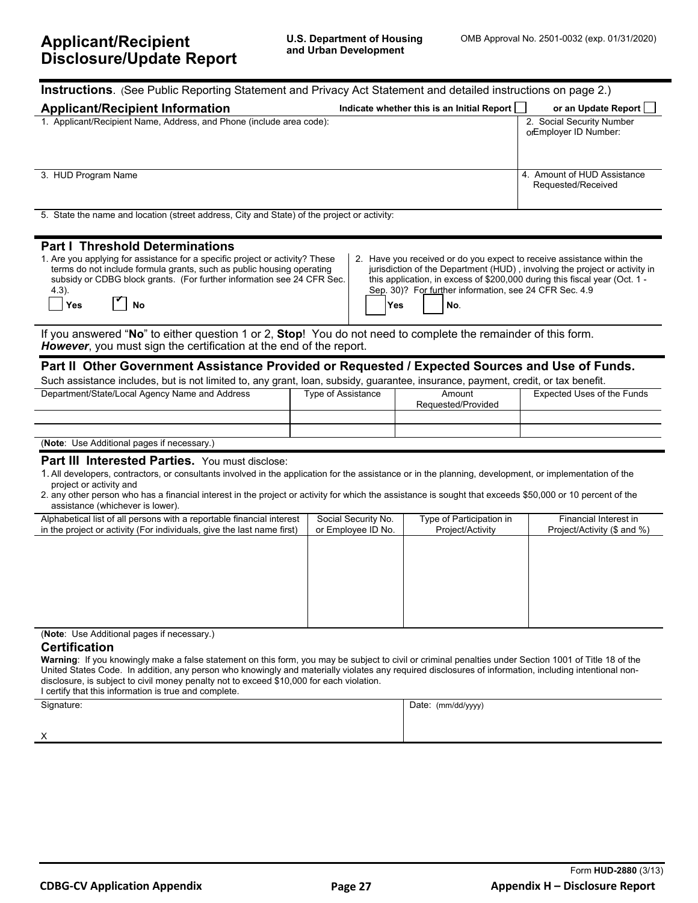# Applicant/Recipient Disclosure/Update Report

**U.S. Department of Housing and Urban Development**

OMB Approval No. 2501-0032 (exp. 01/31/2020)

**Instructions**. (See Public Reporting Statement and Privacy Act Statement and detailed instructions on page 2.)

## Applicant/Recipient Information

**Indicate whether this is an Initial Report** ☐ **or an Update Report** ☐

| 1. Applicant/Recipient Name, Address, and Phone (include area code): | 2. Social Security Number or Employer ID Number: |
|---|---|
| 3. HUD Program Name | 4. Amount of HUD Assistance Requested/Received |

5. State the name and location (street address, City and State) of the project or activity:

## Part I Threshold Determinations

1. Are you applying for assistance for a specific project or activity? These terms do not include formula grants, such as public housing operating subsidy or CDBG block grants. (For further information see 24 CFR Sec. 4.3).

☐ **Yes** ☑ **No**

2. Have you received or do you expect to receive assistance within the jurisdiction of the Department (HUD), involving the project or activity in this application, in excess of $200,000 during this fiscal year (Oct. 1 - Sep. 30)? For further information, see 24 CFR Sec. 4.9

☐ **Yes** ☐ **No**.

If you answered "**No**" to either question 1 or 2, **Stop**! You do not need to complete the remainder of this form. ***However***, you must sign the certification at the end of the report.

## Part II Other Government Assistance Provided or Requested / Expected Sources and Use of Funds.

Such assistance includes, but is not limited to, any grant, loan, subsidy, guarantee, insurance, payment, credit, or tax benefit.

| Department/State/Local Agency Name and Address | Type of Assistance | Amount Requested/Provided | Expected Uses of the Funds |
|---|---|---|---|
| | | | |
| | | | |

(**Note**: Use Additional pages if necessary.)

## Part III Interested Parties. You must disclose:

1. All developers, contractors, or consultants involved in the application for the assistance or in the planning, development, or implementation of the project or activity and
2. any other person who has a financial interest in the project or activity for which the assistance is sought that exceeds $50,000 or 10 percent of the assistance (whichever is lower).

| Alphabetical list of all persons with a reportable financial interest in the project or activity (For individuals, give the last name first) | Social Security No. or Employee ID No. | Type of Participation in Project/Activity | Financial Interest in Project/Activity ($ and %) |
|---|---|---|---|
| | | | |

(**Note**: Use Additional pages if necessary.)

## Certification

**Warning**: If you knowingly make a false statement on this form, you may be subject to civil or criminal penalties under Section 1001 of Title 18 of the United States Code. In addition, any person who knowingly and materially violates any required disclosures of information, including intentional non-disclosure, is subject to civil money penalty not to exceed $10,000 for each violation.

I certify that this information is true and complete.

| Signature: | Date: (mm/dd/yyyy) |
|---|---|
| X | |

Form **HUD-2880** (3/13)

**CDBG-CV Application Appendix** **Appendix H – Disclosure Report**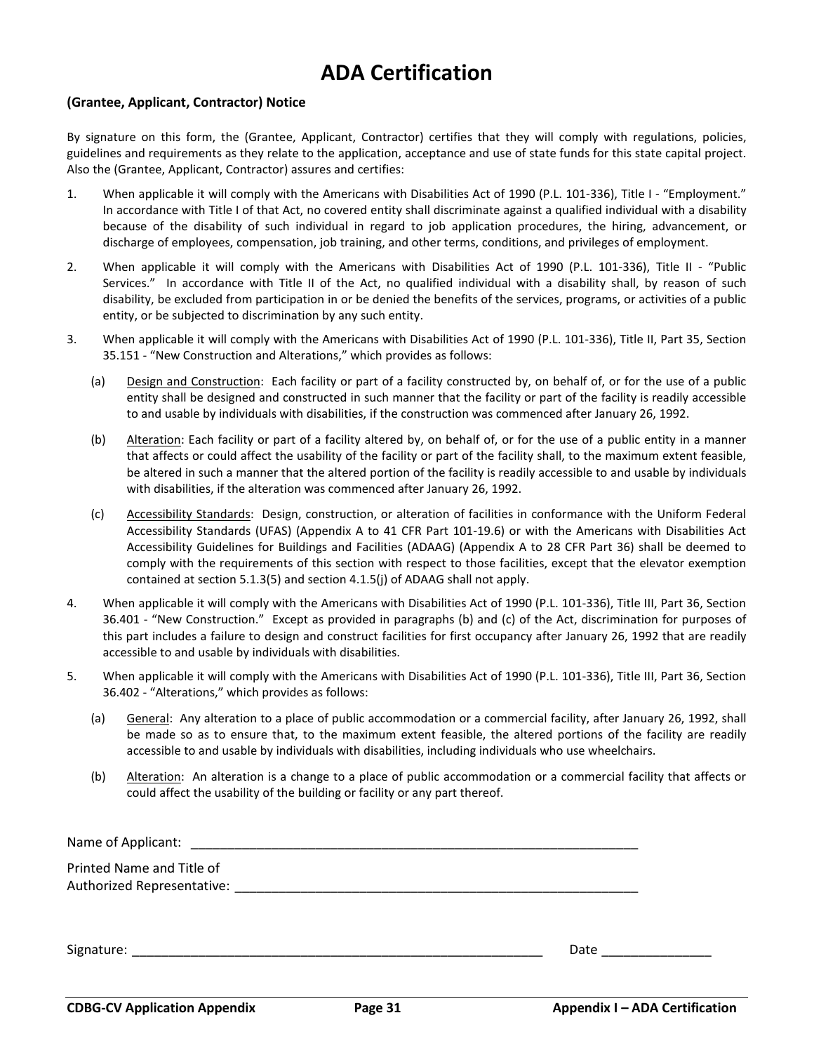# ADA Certification

**(Grantee, Applicant, Contractor) Notice**

By signature on this form, the (Grantee, Applicant, Contractor) certifies that they will comply with regulations, policies, guidelines and requirements as they relate to the application, acceptance and use of state funds for this state capital project. Also the (Grantee, Applicant, Contractor) assures and certifies:

1. When applicable it will comply with the Americans with Disabilities Act of 1990 (P.L. 101-336), Title I - "Employment." In accordance with Title I of that Act, no covered entity shall discriminate against a qualified individual with a disability because of the disability of such individual in regard to job application procedures, the hiring, advancement, or discharge of employees, compensation, job training, and other terms, conditions, and privileges of employment.

2. When applicable it will comply with the Americans with Disabilities Act of 1990 (P.L. 101-336), Title II - "Public Services." In accordance with Title II of the Act, no qualified individual with a disability shall, by reason of such disability, be excluded from participation in or be denied the benefits of the services, programs, or activities of a public entity, or be subjected to discrimination by any such entity.

3. When applicable it will comply with the Americans with Disabilities Act of 1990 (P.L. 101-336), Title II, Part 35, Section 35.151 - "New Construction and Alterations," which provides as follows:

   (a) Design and Construction: Each facility or part of a facility constructed by, on behalf of, or for the use of a public entity shall be designed and constructed in such manner that the facility or part of the facility is readily accessible to and usable by individuals with disabilities, if the construction was commenced after January 26, 1992.

   (b) Alteration: Each facility or part of a facility altered by, on behalf of, or for the use of a public entity in a manner that affects or could affect the usability of the facility or part of the facility shall, to the maximum extent feasible, be altered in such a manner that the altered portion of the facility is readily accessible to and usable by individuals with disabilities, if the alteration was commenced after January 26, 1992.

   (c) Accessibility Standards: Design, construction, or alteration of facilities in conformance with the Uniform Federal Accessibility Standards (UFAS) (Appendix A to 41 CFR Part 101-19.6) or with the Americans with Disabilities Act Accessibility Guidelines for Buildings and Facilities (ADAAG) (Appendix A to 28 CFR Part 36) shall be deemed to comply with the requirements of this section with respect to those facilities, except that the elevator exemption contained at section 5.1.3(5) and section 4.1.5(j) of ADAAG shall not apply.

4. When applicable it will comply with the Americans with Disabilities Act of 1990 (P.L. 101-336), Title III, Part 36, Section 36.401 - "New Construction." Except as provided in paragraphs (b) and (c) of the Act, discrimination for purposes of this part includes a failure to design and construct facilities for first occupancy after January 26, 1992 that are readily accessible to and usable by individuals with disabilities.

5. When applicable it will comply with the Americans with Disabilities Act of 1990 (P.L. 101-336), Title III, Part 36, Section 36.402 - "Alterations," which provides as follows:

   (a) General: Any alteration to a place of public accommodation or a commercial facility, after January 26, 1992, shall be made so as to ensure that, to the maximum extent feasible, the altered portions of the facility are readily accessible to and usable by individuals with disabilities, including individuals who use wheelchairs.

   (b) Alteration: An alteration is a change to a place of public accommodation or a commercial facility that affects or could affect the usability of the building or facility or any part thereof.

Name of Applicant: _______________________________________________

Printed Name and Title of
Authorized Representative: _______________________________________________

Signature: _______________________________________________ Date _______________